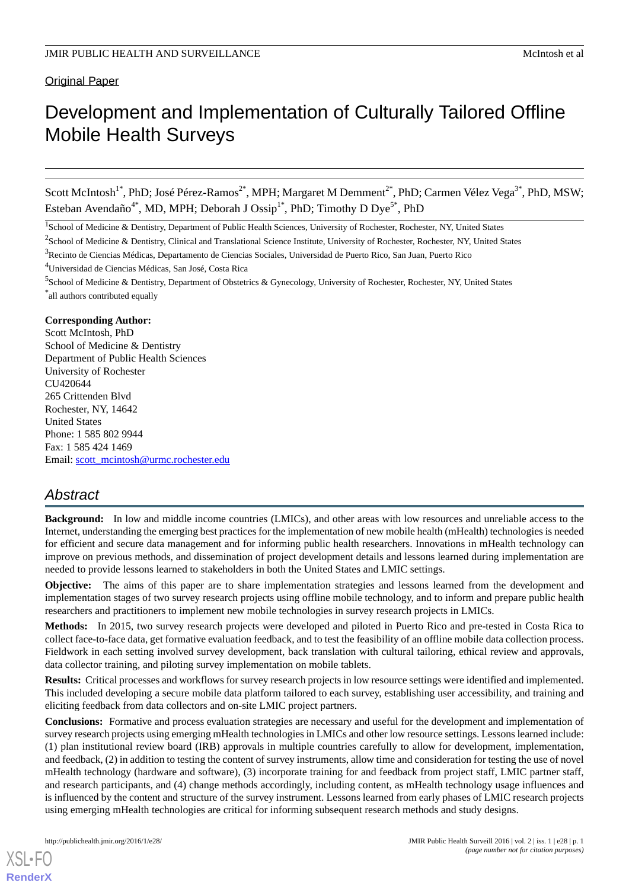Original Paper

# Development and Implementation of Culturally Tailored Offline Mobile Health Surveys

Scott McIntosh[1*], PhD; José Pérez-Ramos[2*], MPH; Margaret M Demment[2*], PhD; Carmen Vélez Vega[3*], PhD, MSW; Esteban Avendaño[4*], MD, MPH; Deborah J Ossip[1*], PhD; Timothy D Dye[5*], PhD

[1]School of Medicine & Dentistry, Department of Public Health Sciences, University of Rochester, Rochester, NY, United States

[2]School of Medicine & Dentistry, Clinical and Translational Science Institute, University of Rochester, Rochester, NY, United States

[3]Recinto de Ciencias Médicas, Departamento de Ciencias Sociales, Universidad de Puerto Rico, San Juan, Puerto Rico

[4]Universidad de Ciencias Médicas, San José, Costa Rica

[5]School of Medicine & Dentistry, Department of Obstetrics & Gynecology, University of Rochester, Rochester, NY, United States

[*]all authors contributed equally

**Corresponding Author:**
Scott McIntosh, PhD
School of Medicine & Dentistry
Department of Public Health Sciences
University of Rochester
CU420644
265 Crittenden Blvd
Rochester, NY, 14642
United States
Phone: 1 585 802 9944
Fax: 1 585 424 1469
Email: scott_mcintosh@urmc.rochester.edu

## Abstract

**Background:** In low and middle income countries (LMICs), and other areas with low resources and unreliable access to the Internet, understanding the emerging best practices for the implementation of new mobile health (mHealth) technologies is needed for efficient and secure data management and for informing public health researchers. Innovations in mHealth technology can improve on previous methods, and dissemination of project development details and lessons learned during implementation are needed to provide lessons learned to stakeholders in both the United States and LMIC settings.

**Objective:** The aims of this paper are to share implementation strategies and lessons learned from the development and implementation stages of two survey research projects using offline mobile technology, and to inform and prepare public health researchers and practitioners to implement new mobile technologies in survey research projects in LMICs.

**Methods:** In 2015, two survey research projects were developed and piloted in Puerto Rico and pre-tested in Costa Rica to collect face-to-face data, get formative evaluation feedback, and to test the feasibility of an offline mobile data collection process. Fieldwork in each setting involved survey development, back translation with cultural tailoring, ethical review and approvals, data collector training, and piloting survey implementation on mobile tablets.

**Results:** Critical processes and workflows for survey research projects in low resource settings were identified and implemented. This included developing a secure mobile data platform tailored to each survey, establishing user accessibility, and training and eliciting feedback from data collectors and on-site LMIC project partners.

**Conclusions:** Formative and process evaluation strategies are necessary and useful for the development and implementation of survey research projects using emerging mHealth technologies in LMICs and other low resource settings. Lessons learned include: (1) plan institutional review board (IRB) approvals in multiple countries carefully to allow for development, implementation, and feedback, (2) in addition to testing the content of survey instruments, allow time and consideration for testing the use of novel mHealth technology (hardware and software), (3) incorporate training for and feedback from project staff, LMIC partner staff, and research participants, and (4) change methods accordingly, including content, as mHealth technology usage influences and is influenced by the content and structure of the survey instrument. Lessons learned from early phases of LMIC research projects using emerging mHealth technologies are critical for informing subsequent research methods and study designs.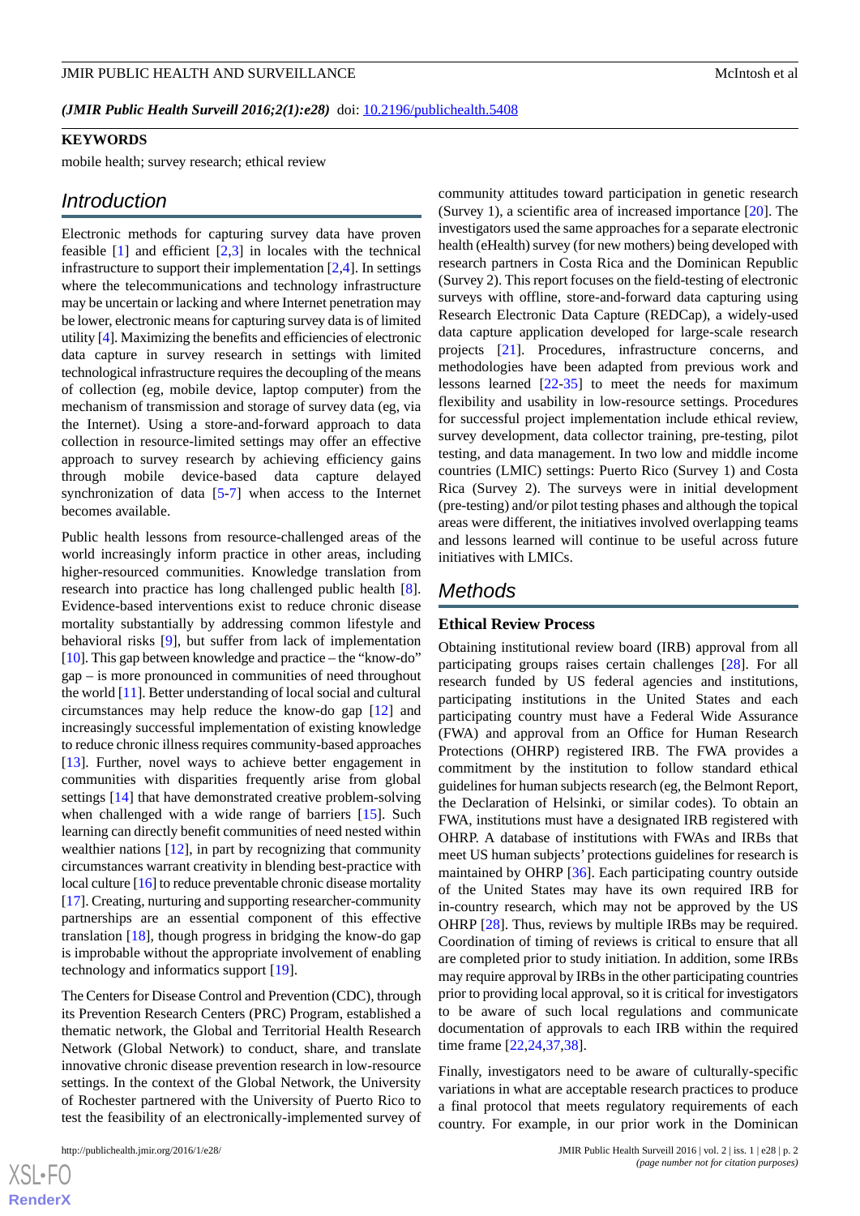*(JMIR Public Health Surveill 2016;2(1):e28)* doi: 10.2196/publichealth.5408

**KEYWORDS**

mobile health; survey research; ethical review

## Introduction

Electronic methods for capturing survey data have proven feasible [1] and efficient [2,3] in locales with the technical infrastructure to support their implementation [2,4]. In settings where the telecommunications and technology infrastructure may be uncertain or lacking and where Internet penetration may be lower, electronic means for capturing survey data is of limited utility [4]. Maximizing the benefits and efficiencies of electronic data capture in survey research in settings with limited technological infrastructure requires the decoupling of the means of collection (eg, mobile device, laptop computer) from the mechanism of transmission and storage of survey data (eg, via the Internet). Using a store-and-forward approach to data collection in resource-limited settings may offer an effective approach to survey research by achieving efficiency gains through mobile device-based data capture delayed synchronization of data [5-7] when access to the Internet becomes available.

Public health lessons from resource-challenged areas of the world increasingly inform practice in other areas, including higher-resourced communities. Knowledge translation from research into practice has long challenged public health [8]. Evidence-based interventions exist to reduce chronic disease mortality substantially by addressing common lifestyle and behavioral risks [9], but suffer from lack of implementation [10]. This gap between knowledge and practice – the "know-do" gap – is more pronounced in communities of need throughout the world [11]. Better understanding of local social and cultural circumstances may help reduce the know-do gap [12] and increasingly successful implementation of existing knowledge to reduce chronic illness requires community-based approaches [13]. Further, novel ways to achieve better engagement in communities with disparities frequently arise from global settings [14] that have demonstrated creative problem-solving when challenged with a wide range of barriers [15]. Such learning can directly benefit communities of need nested within wealthier nations [12], in part by recognizing that community circumstances warrant creativity in blending best-practice with local culture [16] to reduce preventable chronic disease mortality [17]. Creating, nurturing and supporting researcher-community partnerships are an essential component of this effective translation [18], though progress in bridging the know-do gap is improbable without the appropriate involvement of enabling technology and informatics support [19].

The Centers for Disease Control and Prevention (CDC), through its Prevention Research Centers (PRC) Program, established a thematic network, the Global and Territorial Health Research Network (Global Network) to conduct, share, and translate innovative chronic disease prevention research in low-resource settings. In the context of the Global Network, the University of Rochester partnered with the University of Puerto Rico to test the feasibility of an electronically-implemented survey of community attitudes toward participation in genetic research (Survey 1), a scientific area of increased importance [20]. The investigators used the same approaches for a separate electronic health (eHealth) survey (for new mothers) being developed with research partners in Costa Rica and the Dominican Republic (Survey 2). This report focuses on the field-testing of electronic surveys with offline, store-and-forward data capturing using Research Electronic Data Capture (REDCap), a widely-used data capture application developed for large-scale research projects [21]. Procedures, infrastructure concerns, and methodologies have been adapted from previous work and lessons learned [22-35] to meet the needs for maximum flexibility and usability in low-resource settings. Procedures for successful project implementation include ethical review, survey development, data collector training, pre-testing, pilot testing, and data management. In two low and middle income countries (LMIC) settings: Puerto Rico (Survey 1) and Costa Rica (Survey 2). The surveys were in initial development (pre-testing) and/or pilot testing phases and although the topical areas were different, the initiatives involved overlapping teams and lessons learned will continue to be useful across future initiatives with LMICs.

## Methods

### Ethical Review Process

Obtaining institutional review board (IRB) approval from all participating groups raises certain challenges [28]. For all research funded by US federal agencies and institutions, participating institutions in the United States and each participating country must have a Federal Wide Assurance (FWA) and approval from an Office for Human Research Protections (OHRP) registered IRB. The FWA provides a commitment by the institution to follow standard ethical guidelines for human subjects research (eg, the Belmont Report, the Declaration of Helsinki, or similar codes). To obtain an FWA, institutions must have a designated IRB registered with OHRP. A database of institutions with FWAs and IRBs that meet US human subjects' protections guidelines for research is maintained by OHRP [36]. Each participating country outside of the United States may have its own required IRB for in-country research, which may not be approved by the US OHRP [28]. Thus, reviews by multiple IRBs may be required. Coordination of timing of reviews is critical to ensure that all are completed prior to study initiation. In addition, some IRBs may require approval by IRBs in the other participating countries prior to providing local approval, so it is critical for investigators to be aware of such local regulations and communicate documentation of approvals to each IRB within the required time frame [22,24,37,38].

Finally, investigators need to be aware of culturally-specific variations in what are acceptable research practices to produce a final protocol that meets regulatory requirements of each country. For example, in our prior work in the Dominican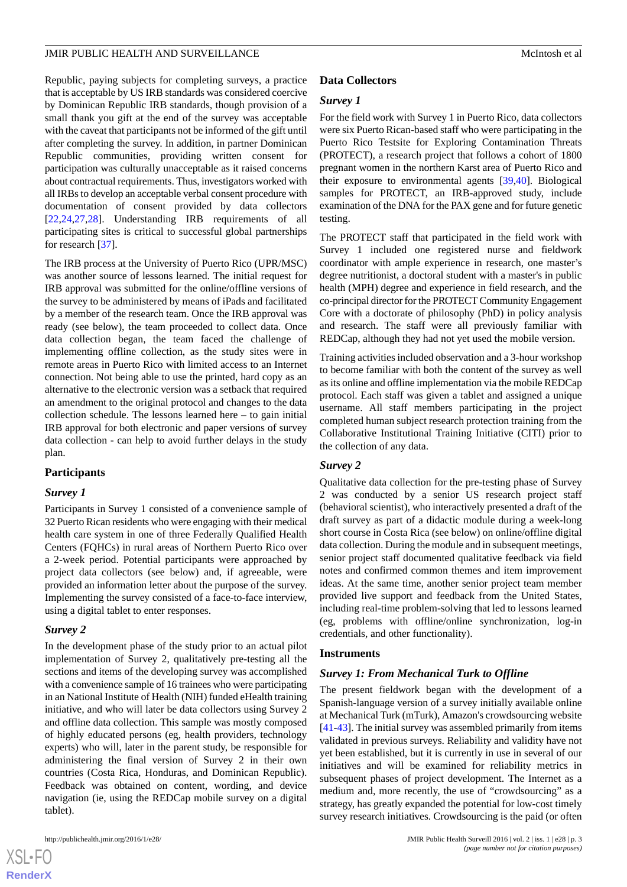Republic, paying subjects for completing surveys, a practice that is acceptable by US IRB standards was considered coercive by Dominican Republic IRB standards, though provision of a small thank you gift at the end of the survey was acceptable with the caveat that participants not be informed of the gift until after completing the survey. In addition, in partner Dominican Republic communities, providing written consent for participation was culturally unacceptable as it raised concerns about contractual requirements. Thus, investigators worked with all IRBs to develop an acceptable verbal consent procedure with documentation of consent provided by data collectors [22,24,27,28]. Understanding IRB requirements of all participating sites is critical to successful global partnerships for research [37].

The IRB process at the University of Puerto Rico (UPR/MSC) was another source of lessons learned. The initial request for IRB approval was submitted for the online/offline versions of the survey to be administered by means of iPads and facilitated by a member of the research team. Once the IRB approval was ready (see below), the team proceeded to collect data. Once data collection began, the team faced the challenge of implementing offline collection, as the study sites were in remote areas in Puerto Rico with limited access to an Internet connection. Not being able to use the printed, hard copy as an alternative to the electronic version was a setback that required an amendment to the original protocol and changes to the data collection schedule. The lessons learned here – to gain initial IRB approval for both electronic and paper versions of survey data collection - can help to avoid further delays in the study plan.

## Participants

### Survey 1

Participants in Survey 1 consisted of a convenience sample of 32 Puerto Rican residents who were engaging with their medical health care system in one of three Federally Qualified Health Centers (FQHCs) in rural areas of Northern Puerto Rico over a 2-week period. Potential participants were approached by project data collectors (see below) and, if agreeable, were provided an information letter about the purpose of the survey. Implementing the survey consisted of a face-to-face interview, using a digital tablet to enter responses.

### Survey 2

In the development phase of the study prior to an actual pilot implementation of Survey 2, qualitatively pre-testing all the sections and items of the developing survey was accomplished with a convenience sample of 16 trainees who were participating in an National Institute of Health (NIH) funded eHealth training initiative, and who will later be data collectors using Survey 2 and offline data collection. This sample was mostly composed of highly educated persons (eg, health providers, technology experts) who will, later in the parent study, be responsible for administering the final version of Survey 2 in their own countries (Costa Rica, Honduras, and Dominican Republic). Feedback was obtained on content, wording, and device navigation (ie, using the REDCap mobile survey on a digital tablet).

## Data Collectors

### Survey 1

For the field work with Survey 1 in Puerto Rico, data collectors were six Puerto Rican-based staff who were participating in the Puerto Rico Testsite for Exploring Contamination Threats (PROTECT), a research project that follows a cohort of 1800 pregnant women in the northern Karst area of Puerto Rico and their exposure to environmental agents [39,40]. Biological samples for PROTECT, an IRB-approved study, include examination of the DNA for the PAX gene and for future genetic testing.

The PROTECT staff that participated in the field work with Survey 1 included one registered nurse and fieldwork coordinator with ample experience in research, one master's degree nutritionist, a doctoral student with a master's in public health (MPH) degree and experience in field research, and the co-principal director for the PROTECT Community Engagement Core with a doctorate of philosophy (PhD) in policy analysis and research. The staff were all previously familiar with REDCap, although they had not yet used the mobile version.

Training activities included observation and a 3-hour workshop to become familiar with both the content of the survey as well as its online and offline implementation via the mobile REDCap protocol. Each staff was given a tablet and assigned a unique username. All staff members participating in the project completed human subject research protection training from the Collaborative Institutional Training Initiative (CITI) prior to the collection of any data.

### Survey 2

Qualitative data collection for the pre-testing phase of Survey 2 was conducted by a senior US research project staff (behavioral scientist), who interactively presented a draft of the draft survey as part of a didactic module during a week-long short course in Costa Rica (see below) on online/offline digital data collection. During the module and in subsequent meetings, senior project staff documented qualitative feedback via field notes and confirmed common themes and item improvement ideas. At the same time, another senior project team member provided live support and feedback from the United States, including real-time problem-solving that led to lessons learned (eg, problems with offline/online synchronization, log-in credentials, and other functionality).

## Instruments

### Survey 1: From Mechanical Turk to Offline

The present fieldwork began with the development of a Spanish-language version of a survey initially available online at Mechanical Turk (mTurk), Amazon's crowdsourcing website [41-43]. The initial survey was assembled primarily from items validated in previous surveys. Reliability and validity have not yet been established, but it is currently in use in several of our initiatives and will be examined for reliability metrics in subsequent phases of project development. The Internet as a medium and, more recently, the use of "crowdsourcing" as a strategy, has greatly expanded the potential for low-cost timely survey research initiatives. Crowdsourcing is the paid (or often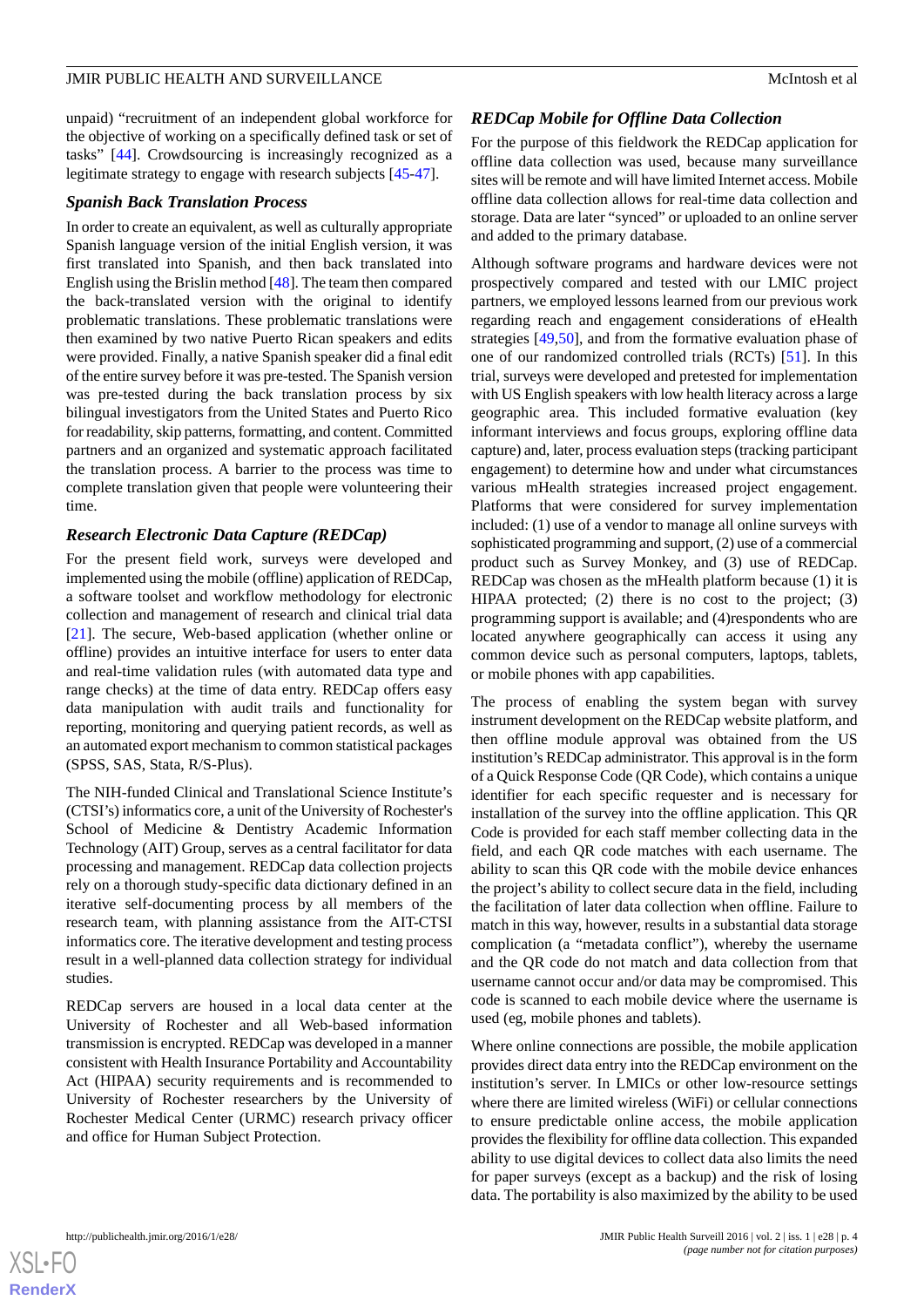unpaid) "recruitment of an independent global workforce for the objective of working on a specifically defined task or set of tasks" [44]. Crowdsourcing is increasingly recognized as a legitimate strategy to engage with research subjects [45-47].

### *Spanish Back Translation Process*

In order to create an equivalent, as well as culturally appropriate Spanish language version of the initial English version, it was first translated into Spanish, and then back translated into English using the Brislin method [48]. The team then compared the back-translated version with the original to identify problematic translations. These problematic translations were then examined by two native Puerto Rican speakers and edits were provided. Finally, a native Spanish speaker did a final edit of the entire survey before it was pre-tested. The Spanish version was pre-tested during the back translation process by six bilingual investigators from the United States and Puerto Rico for readability, skip patterns, formatting, and content. Committed partners and an organized and systematic approach facilitated the translation process. A barrier to the process was time to complete translation given that people were volunteering their time.

### *Research Electronic Data Capture (REDCap)*

For the present field work, surveys were developed and implemented using the mobile (offline) application of REDCap, a software toolset and workflow methodology for electronic collection and management of research and clinical trial data [21]. The secure, Web-based application (whether online or offline) provides an intuitive interface for users to enter data and real-time validation rules (with automated data type and range checks) at the time of data entry. REDCap offers easy data manipulation with audit trails and functionality for reporting, monitoring and querying patient records, as well as an automated export mechanism to common statistical packages (SPSS, SAS, Stata, R/S-Plus).

The NIH-funded Clinical and Translational Science Institute's (CTSI's) informatics core, a unit of the University of Rochester's School of Medicine & Dentistry Academic Information Technology (AIT) Group, serves as a central facilitator for data processing and management. REDCap data collection projects rely on a thorough study-specific data dictionary defined in an iterative self-documenting process by all members of the research team, with planning assistance from the AIT-CTSI informatics core. The iterative development and testing process result in a well-planned data collection strategy for individual studies.

REDCap servers are housed in a local data center at the University of Rochester and all Web-based information transmission is encrypted. REDCap was developed in a manner consistent with Health Insurance Portability and Accountability Act (HIPAA) security requirements and is recommended to University of Rochester researchers by the University of Rochester Medical Center (URMC) research privacy officer and office for Human Subject Protection.

### *REDCap Mobile for Offline Data Collection*

For the purpose of this fieldwork the REDCap application for offline data collection was used, because many surveillance sites will be remote and will have limited Internet access. Mobile offline data collection allows for real-time data collection and storage. Data are later "synced" or uploaded to an online server and added to the primary database.

Although software programs and hardware devices were not prospectively compared and tested with our LMIC project partners, we employed lessons learned from our previous work regarding reach and engagement considerations of eHealth strategies [49,50], and from the formative evaluation phase of one of our randomized controlled trials (RCTs) [51]. In this trial, surveys were developed and pretested for implementation with US English speakers with low health literacy across a large geographic area. This included formative evaluation (key informant interviews and focus groups, exploring offline data capture) and, later, process evaluation steps (tracking participant engagement) to determine how and under what circumstances various mHealth strategies increased project engagement. Platforms that were considered for survey implementation included: (1) use of a vendor to manage all online surveys with sophisticated programming and support, (2) use of a commercial product such as Survey Monkey, and (3) use of REDCap. REDCap was chosen as the mHealth platform because (1) it is HIPAA protected; (2) there is no cost to the project; (3) programming support is available; and (4)respondents who are located anywhere geographically can access it using any common device such as personal computers, laptops, tablets, or mobile phones with app capabilities.

The process of enabling the system began with survey instrument development on the REDCap website platform, and then offline module approval was obtained from the US institution's REDCap administrator. This approval is in the form of a Quick Response Code (QR Code), which contains a unique identifier for each specific requester and is necessary for installation of the survey into the offline application. This QR Code is provided for each staff member collecting data in the field, and each QR code matches with each username. The ability to scan this QR code with the mobile device enhances the project's ability to collect secure data in the field, including the facilitation of later data collection when offline. Failure to match in this way, however, results in a substantial data storage complication (a "metadata conflict"), whereby the username and the QR code do not match and data collection from that username cannot occur and/or data may be compromised. This code is scanned to each mobile device where the username is used (eg, mobile phones and tablets).

Where online connections are possible, the mobile application provides direct data entry into the REDCap environment on the institution's server. In LMICs or other low-resource settings where there are limited wireless (WiFi) or cellular connections to ensure predictable online access, the mobile application provides the flexibility for offline data collection. This expanded ability to use digital devices to collect data also limits the need for paper surveys (except as a backup) and the risk of losing data. The portability is also maximized by the ability to be used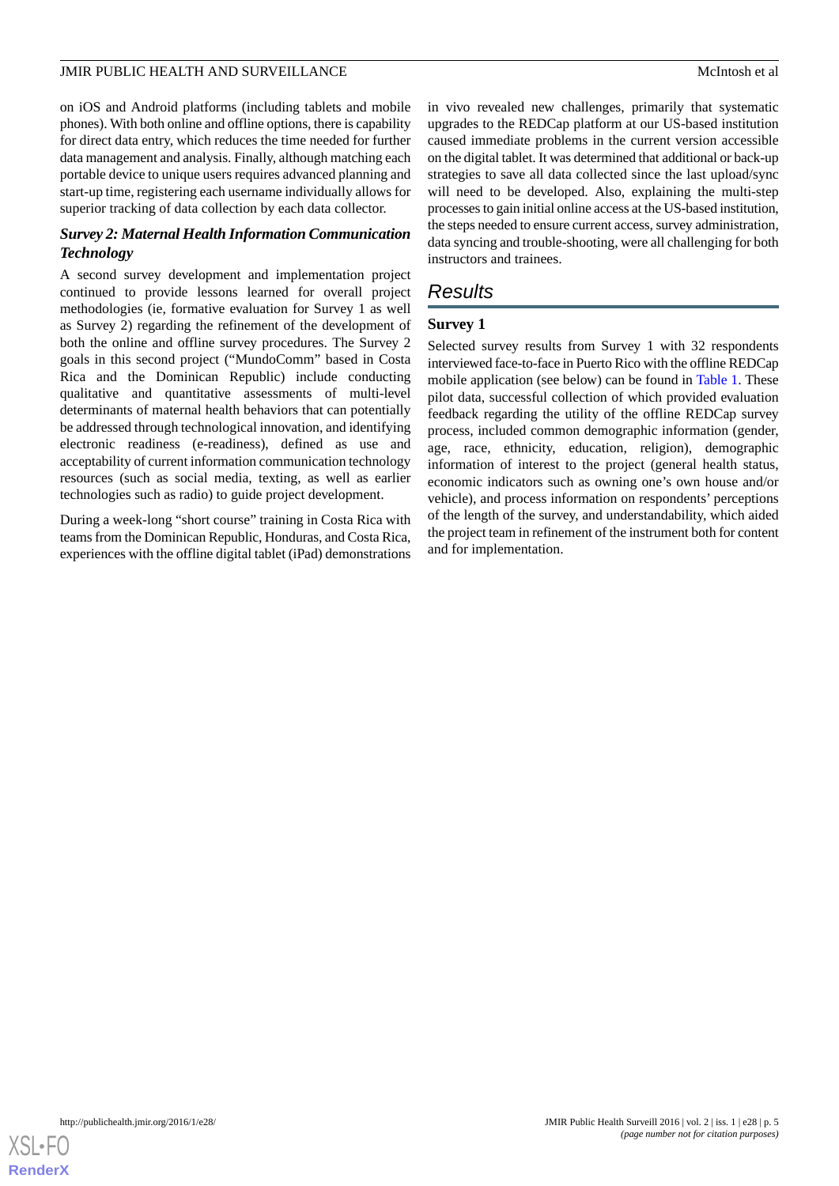on iOS and Android platforms (including tablets and mobile phones). With both online and offline options, there is capability for direct data entry, which reduces the time needed for further data management and analysis. Finally, although matching each portable device to unique users requires advanced planning and start-up time, registering each username individually allows for superior tracking of data collection by each data collector.

### *Survey 2: Maternal Health Information Communication Technology*

A second survey development and implementation project continued to provide lessons learned for overall project methodologies (ie, formative evaluation for Survey 1 as well as Survey 2) regarding the refinement of the development of both the online and offline survey procedures. The Survey 2 goals in this second project ("MundoComm" based in Costa Rica and the Dominican Republic) include conducting qualitative and quantitative assessments of multi-level determinants of maternal health behaviors that can potentially be addressed through technological innovation, and identifying electronic readiness (e-readiness), defined as use and acceptability of current information communication technology resources (such as social media, texting, as well as earlier technologies such as radio) to guide project development.

During a week-long "short course" training in Costa Rica with teams from the Dominican Republic, Honduras, and Costa Rica, experiences with the offline digital tablet (iPad) demonstrations in vivo revealed new challenges, primarily that systematic upgrades to the REDCap platform at our US-based institution caused immediate problems in the current version accessible on the digital tablet. It was determined that additional or back-up strategies to save all data collected since the last upload/sync will need to be developed. Also, explaining the multi-step processes to gain initial online access at the US-based institution, the steps needed to ensure current access, survey administration, data syncing and trouble-shooting, were all challenging for both instructors and trainees.

## Results

### Survey 1

Selected survey results from Survey 1 with 32 respondents interviewed face-to-face in Puerto Rico with the offline REDCap mobile application (see below) can be found in Table 1. These pilot data, successful collection of which provided evaluation feedback regarding the utility of the offline REDCap survey process, included common demographic information (gender, age, race, ethnicity, education, religion), demographic information of interest to the project (general health status, economic indicators such as owning one's own house and/or vehicle), and process information on respondents' perceptions of the length of the survey, and understandability, which aided the project team in refinement of the instrument both for content and for implementation.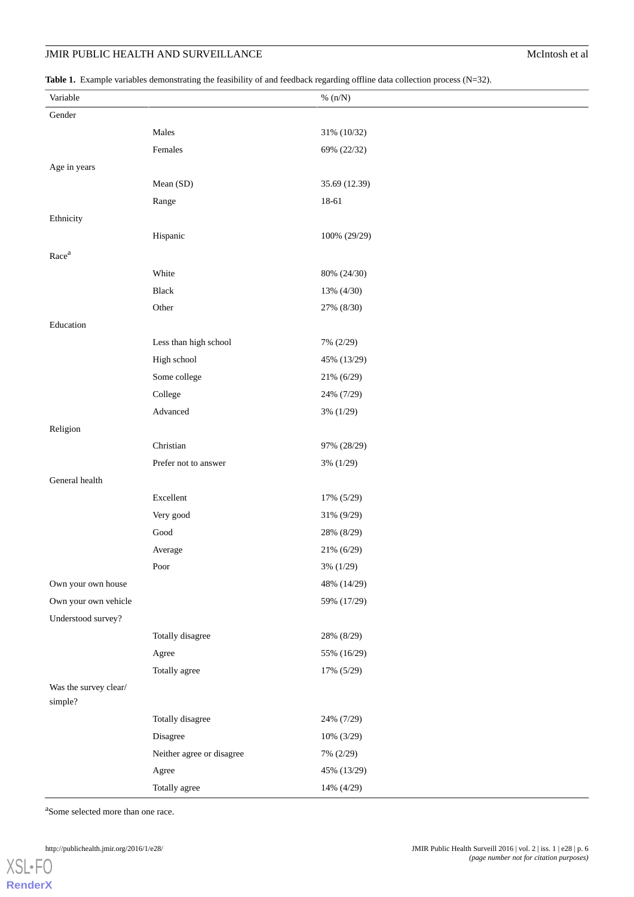**Table 1.** Example variables demonstrating the feasibility of and feedback regarding offline data collection process (N=32).

| Variable | | % (n/N) |
|---|---|---|
| Gender | | |
| | Males | 31% (10/32) |
| | Females | 69% (22/32) |
| Age in years | | |
| | Mean (SD) | 35.69 (12.39) |
| | Range | 18-61 |
| Ethnicity | | |
| | Hispanic | 100% (29/29) |
| Race[a] | | |
| | White | 80% (24/30) |
| | Black | 13% (4/30) |
| | Other | 27% (8/30) |
| Education | | |
| | Less than high school | 7% (2/29) |
| | High school | 45% (13/29) |
| | Some college | 21% (6/29) |
| | College | 24% (7/29) |
| | Advanced | 3% (1/29) |
| Religion | | |
| | Christian | 97% (28/29) |
| | Prefer not to answer | 3% (1/29) |
| General health | | |
| | Excellent | 17% (5/29) |
| | Very good | 31% (9/29) |
| | Good | 28% (8/29) |
| | Average | 21% (6/29) |
| | Poor | 3% (1/29) |
| Own your own house | | 48% (14/29) |
| Own your own vehicle | | 59% (17/29) |
| Understood survey? | | |
| | Totally disagree | 28% (8/29) |
| | Agree | 55% (16/29) |
| | Totally agree | 17% (5/29) |
| Was the survey clear/ simple? | | |
| | Totally disagree | 24% (7/29) |
| | Disagree | 10% (3/29) |
| | Neither agree or disagree | 7% (2/29) |
| | Agree | 45% (13/29) |
| | Totally agree | 14% (4/29) |

[a]Some selected more than one race.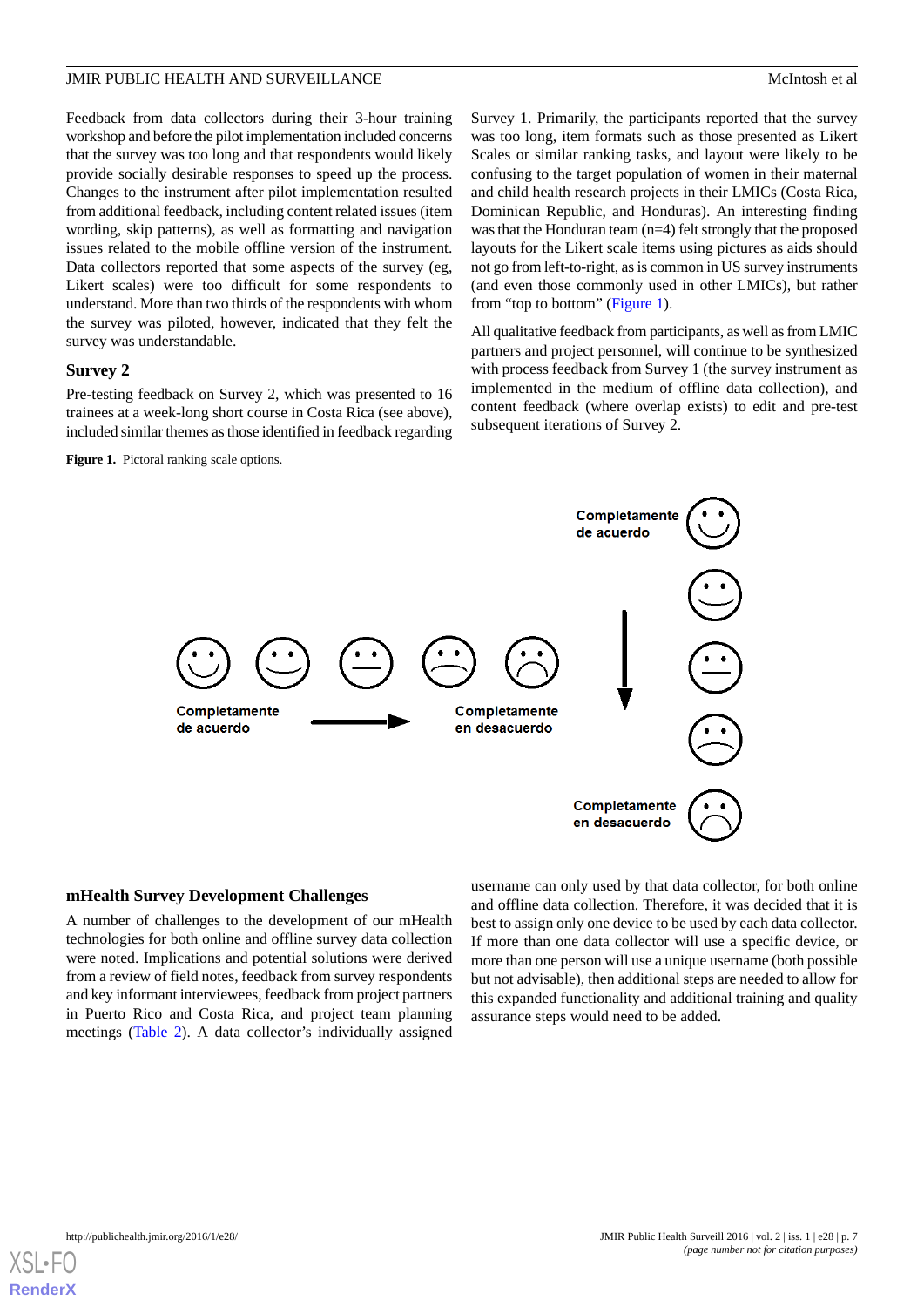Feedback from data collectors during their 3-hour training workshop and before the pilot implementation included concerns that the survey was too long and that respondents would likely provide socially desirable responses to speed up the process. Changes to the instrument after pilot implementation resulted from additional feedback, including content related issues (item wording, skip patterns), as well as formatting and navigation issues related to the mobile offline version of the instrument. Data collectors reported that some aspects of the survey (eg, Likert scales) were too difficult for some respondents to understand. More than two thirds of the respondents with whom the survey was piloted, however, indicated that they felt the survey was understandable.

### Survey 2

Pre-testing feedback on Survey 2, which was presented to 16 trainees at a week-long short course in Costa Rica (see above), included similar themes as those identified in feedback regarding Survey 1. Primarily, the participants reported that the survey was too long, item formats such as those presented as Likert Scales or similar ranking tasks, and layout were likely to be confusing to the target population of women in their maternal and child health research projects in their LMICs (Costa Rica, Dominican Republic, and Honduras). An interesting finding was that the Honduran team (n=4) felt strongly that the proposed layouts for the Likert scale items using pictures as aids should not go from left-to-right, as is common in US survey instruments (and even those commonly used in other LMICs), but rather from "top to bottom" (Figure 1).

All qualitative feedback from participants, as well as from LMIC partners and project personnel, will continue to be synthesized with process feedback from Survey 1 (the survey instrument as implemented in the medium of offline data collection), and content feedback (where overlap exists) to edit and pre-test subsequent iterations of Survey 2.

**Figure 1.** Pictoral ranking scale options.

### mHealth Survey Development Challenges

A number of challenges to the development of our mHealth technologies for both online and offline survey data collection were noted. Implications and potential solutions were derived from a review of field notes, feedback from survey respondents and key informant interviewees, feedback from project partners in Puerto Rico and Costa Rica, and project team planning meetings (Table 2). A data collector's individually assigned username can only used by that data collector, for both online and offline data collection. Therefore, it was decided that it is best to assign only one device to be used by each data collector. If more than one data collector will use a specific device, or more than one person will use a unique username (both possible but not advisable), then additional steps are needed to allow for this expanded functionality and additional training and quality assurance steps would need to be added.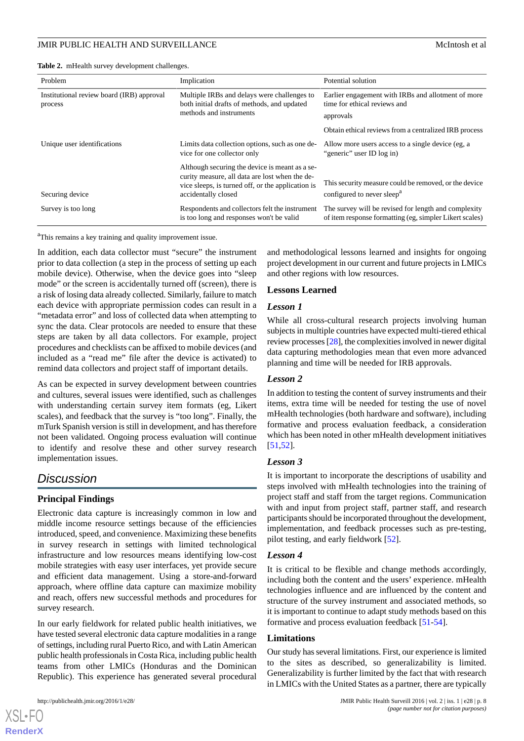**Table 2.** mHealth survey development challenges.

| Problem | Implication | Potential solution |
|---|---|---|
| Institutional review board (IRB) approval process | Multiple IRBs and delays were challenges to both initial drafts of methods, and updated methods and instruments | Earlier engagement with IRBs and allotment of more time for ethical reviews and approvals |
| | | Obtain ethical reviews from a centralized IRB process |
| Unique user identifications | Limits data collection options, such as one device for one collector only | Allow more users access to a single device (eg, a "generic" user ID log in) |
| Securing device | Although securing the device is meant as a security measure, all data are lost when the device sleeps, is turned off, or the application is accidentally closed | This security measure could be removed, or the device configured to never sleep[a] |
| Survey is too long | Respondents and collectors felt the instrument is too long and responses won't be valid | The survey will be revised for length and complexity of item response formatting (eg, simpler Likert scales) |

[a]This remains a key training and quality improvement issue.

In addition, each data collector must "secure" the instrument prior to data collection (a step in the process of setting up each mobile device). Otherwise, when the device goes into "sleep mode" or the screen is accidentally turned off (screen), there is a risk of losing data already collected. Similarly, failure to match each device with appropriate permission codes can result in a "metadata error" and loss of collected data when attempting to sync the data. Clear protocols are needed to ensure that these steps are taken by all data collectors. For example, project procedures and checklists can be affixed to mobile devices (and included as a "read me" file after the device is activated) to remind data collectors and project staff of important details.

As can be expected in survey development between countries and cultures, several issues were identified, such as challenges with understanding certain survey item formats (eg, Likert scales), and feedback that the survey is "too long". Finally, the mTurk Spanish version is still in development, and has therefore not been validated. Ongoing process evaluation will continue to identify and resolve these and other survey research implementation issues.

# Discussion

## Principal Findings

Electronic data capture is increasingly common in low and middle income resource settings because of the efficiencies introduced, speed, and convenience. Maximizing these benefits in survey research in settings with limited technological infrastructure and low resources means identifying low-cost mobile strategies with easy user interfaces, yet provide secure and efficient data management. Using a store-and-forward approach, where offline data capture can maximize mobility and reach, offers new successful methods and procedures for survey research.

In our early fieldwork for related public health initiatives, we have tested several electronic data capture modalities in a range of settings, including rural Puerto Rico, and with Latin American public health professionals in Costa Rica, including public health teams from other LMICs (Honduras and the Dominican Republic). This experience has generated several procedural and methodological lessons learned and insights for ongoing project development in our current and future projects in LMICs and other regions with low resources.

## Lessons Learned

### *Lesson 1*

While all cross-cultural research projects involving human subjects in multiple countries have expected multi-tiered ethical review processes [28], the complexities involved in newer digital data capturing methodologies mean that even more advanced planning and time will be needed for IRB approvals.

### *Lesson 2*

In addition to testing the content of survey instruments and their items, extra time will be needed for testing the use of novel mHealth technologies (both hardware and software), including formative and process evaluation feedback, a consideration which has been noted in other mHealth development initiatives [51,52].

### *Lesson 3*

It is important to incorporate the descriptions of usability and steps involved with mHealth technologies into the training of project staff and staff from the target regions. Communication with and input from project staff, partner staff, and research participants should be incorporated throughout the development, implementation, and feedback processes such as pre-testing, pilot testing, and early fieldwork [52].

### *Lesson 4*

It is critical to be flexible and change methods accordingly, including both the content and the users' experience. mHealth technologies influence and are influenced by the content and structure of the survey instrument and associated methods, so it is important to continue to adapt study methods based on this formative and process evaluation feedback [51-54].

## Limitations

Our study has several limitations. First, our experience is limited to the sites as described, so generalizability is limited. Generalizability is further limited by the fact that with research in LMICs with the United States as a partner, there are typically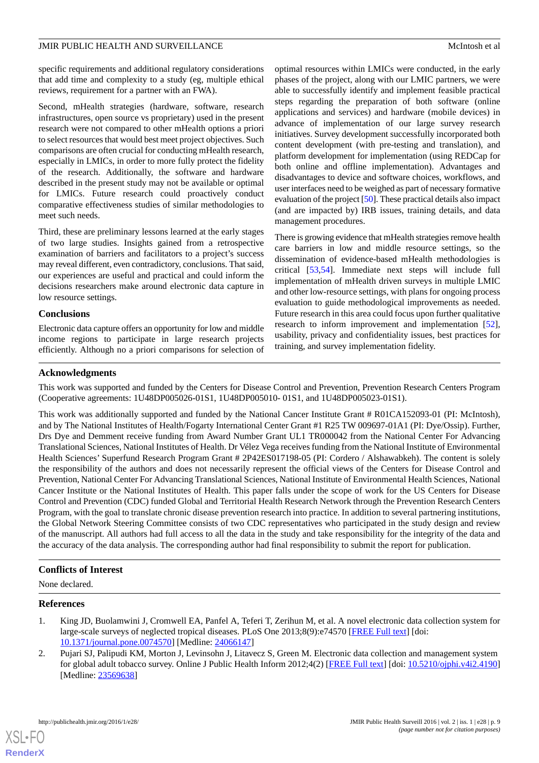specific requirements and additional regulatory considerations that add time and complexity to a study (eg, multiple ethical reviews, requirement for a partner with an FWA).

Second, mHealth strategies (hardware, software, research infrastructures, open source vs proprietary) used in the present research were not compared to other mHealth options a priori to select resources that would best meet project objectives. Such comparisons are often crucial for conducting mHealth research, especially in LMICs, in order to more fully protect the fidelity of the research. Additionally, the software and hardware described in the present study may not be available or optimal for LMICs. Future research could proactively conduct comparative effectiveness studies of similar methodologies to meet such needs.

Third, these are preliminary lessons learned at the early stages of two large studies. Insights gained from a retrospective examination of barriers and facilitators to a project's success may reveal different, even contradictory, conclusions. That said, our experiences are useful and practical and could inform the decisions researchers make around electronic data capture in low resource settings.

### Conclusions

Electronic data capture offers an opportunity for low and middle income regions to participate in large research projects efficiently. Although no a priori comparisons for selection of optimal resources within LMICs were conducted, in the early phases of the project, along with our LMIC partners, we were able to successfully identify and implement feasible practical steps regarding the preparation of both software (online applications and services) and hardware (mobile devices) in advance of implementation of our large survey research initiatives. Survey development successfully incorporated both content development (with pre-testing and translation), and platform development for implementation (using REDCap for both online and offline implementation). Advantages and disadvantages to device and software choices, workflows, and user interfaces need to be weighed as part of necessary formative evaluation of the project [50]. These practical details also impact (and are impacted by) IRB issues, training details, and data management procedures.

There is growing evidence that mHealth strategies remove health care barriers in low and middle resource settings, so the dissemination of evidence-based mHealth methodologies is critical [53,54]. Immediate next steps will include full implementation of mHealth driven surveys in multiple LMIC and other low-resource settings, with plans for ongoing process evaluation to guide methodological improvements as needed. Future research in this area could focus upon further qualitative research to inform improvement and implementation [52], usability, privacy and confidentiality issues, best practices for training, and survey implementation fidelity.

## Acknowledgments

This work was supported and funded by the Centers for Disease Control and Prevention, Prevention Research Centers Program (Cooperative agreements: 1U48DP005026-01S1, 1U48DP005010- 01S1, and 1U48DP005023-01S1).

This work was additionally supported and funded by the National Cancer Institute Grant # R01CA152093-01 (PI: McIntosh), and by The National Institutes of Health/Fogarty International Center Grant #1 R25 TW 009697-01A1 (PI: Dye/Ossip). Further, Drs Dye and Demment receive funding from Award Number Grant UL1 TR000042 from the National Center For Advancing Translational Sciences, National Institutes of Health. Dr Vélez Vega receives funding from the National Institute of Environmental Health Sciences' Superfund Research Program Grant # 2P42ES017198-05 (PI: Cordero / Alshawabkeh). The content is solely the responsibility of the authors and does not necessarily represent the official views of the Centers for Disease Control and Prevention, National Center For Advancing Translational Sciences, National Institute of Environmental Health Sciences, National Cancer Institute or the National Institutes of Health. This paper falls under the scope of work for the US Centers for Disease Control and Prevention (CDC) funded Global and Territorial Health Research Network through the Prevention Research Centers Program, with the goal to translate chronic disease prevention research into practice. In addition to several partnering institutions, the Global Network Steering Committee consists of two CDC representatives who participated in the study design and review of the manuscript. All authors had full access to all the data in the study and take responsibility for the integrity of the data and the accuracy of the data analysis. The corresponding author had final responsibility to submit the report for publication.

## Conflicts of Interest

None declared.

## References

1. King JD, Buolamwini J, Cromwell EA, Panfel A, Teferi T, Zerihun M, et al. A novel electronic data collection system for large-scale surveys of neglected tropical diseases. PLoS One 2013;8(9):e74570 [FREE Full text] [doi: 10.1371/journal.pone.0074570] [Medline: 24066147]
2. Pujari SJ, Palipudi KM, Morton J, Levinsohn J, Litavecz S, Green M. Electronic data collection and management system for global adult tobacco survey. Online J Public Health Inform 2012;4(2) [FREE Full text] [doi: 10.5210/ojphi.v4i2.4190] [Medline: 23569638]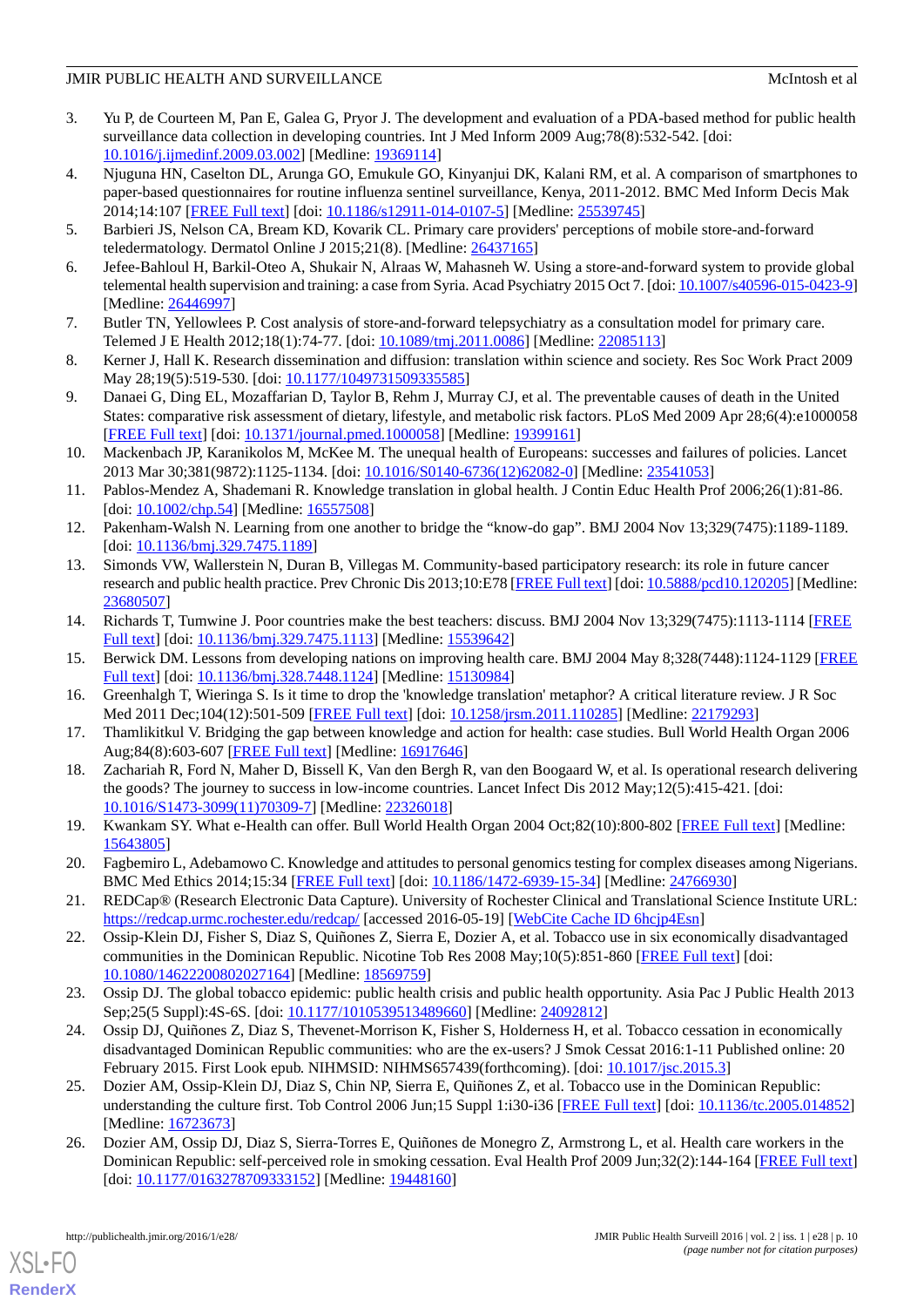3. Yu P, de Courteen M, Pan E, Galea G, Pryor J. The development and evaluation of a PDA-based method for public health surveillance data collection in developing countries. Int J Med Inform 2009 Aug;78(8):532-542. [doi: 10.1016/j.ijmedinf.2009.03.002] [Medline: 19369114]
4. Njuguna HN, Caselton DL, Arunga GO, Emukule GO, Kinyanjui DK, Kalani RM, et al. A comparison of smartphones to paper-based questionnaires for routine influenza sentinel surveillance, Kenya, 2011-2012. BMC Med Inform Decis Mak 2014;14:107 [FREE Full text] [doi: 10.1186/s12911-014-0107-5] [Medline: 25539745]
5. Barbieri JS, Nelson CA, Bream KD, Kovarik CL. Primary care providers' perceptions of mobile store-and-forward teledermatology. Dermatol Online J 2015;21(8). [Medline: 26437165]
6. Jefee-Bahloul H, Barkil-Oteo A, Shukair N, Alraas W, Mahasneh W. Using a store-and-forward system to provide global telemental health supervision and training: a case from Syria. Acad Psychiatry 2015 Oct 7. [doi: 10.1007/s40596-015-0423-9] [Medline: 26446997]
7. Butler TN, Yellowlees P. Cost analysis of store-and-forward telepsychiatry as a consultation model for primary care. Telemed J E Health 2012;18(1):74-77. [doi: 10.1089/tmj.2011.0086] [Medline: 22085113]
8. Kerner J, Hall K. Research dissemination and diffusion: translation within science and society. Res Soc Work Pract 2009 May 28;19(5):519-530. [doi: 10.1177/1049731509335585]
9. Danaei G, Ding EL, Mozaffarian D, Taylor B, Rehm J, Murray CJ, et al. The preventable causes of death in the United States: comparative risk assessment of dietary, lifestyle, and metabolic risk factors. PLoS Med 2009 Apr 28;6(4):e1000058 [FREE Full text] [doi: 10.1371/journal.pmed.1000058] [Medline: 19399161]
10. Mackenbach JP, Karanikolos M, McKee M. The unequal health of Europeans: successes and failures of policies. Lancet 2013 Mar 30;381(9872):1125-1134. [doi: 10.1016/S0140-6736(12)62082-0] [Medline: 23541053]
11. Pablos-Mendez A, Shademani R. Knowledge translation in global health. J Contin Educ Health Prof 2006;26(1):81-86. [doi: 10.1002/chp.54] [Medline: 16557508]
12. Pakenham-Walsh N. Learning from one another to bridge the "know-do gap". BMJ 2004 Nov 13;329(7475):1189-1189. [doi: 10.1136/bmj.329.7475.1189]
13. Simonds VW, Wallerstein N, Duran B, Villegas M. Community-based participatory research: its role in future cancer research and public health practice. Prev Chronic Dis 2013;10:E78 [FREE Full text] [doi: 10.5888/pcd10.120205] [Medline: 23680507]
14. Richards T, Tumwine J. Poor countries make the best teachers: discuss. BMJ 2004 Nov 13;329(7475):1113-1114 [FREE Full text] [doi: 10.1136/bmj.329.7475.1113] [Medline: 15539642]
15. Berwick DM. Lessons from developing nations on improving health care. BMJ 2004 May 8;328(7448):1124-1129 [FREE Full text] [doi: 10.1136/bmj.328.7448.1124] [Medline: 15130984]
16. Greenhalgh T, Wieringa S. Is it time to drop the 'knowledge translation' metaphor? A critical literature review. J R Soc Med 2011 Dec;104(12):501-509 [FREE Full text] [doi: 10.1258/jrsm.2011.110285] [Medline: 22179293]
17. Thamlikitkul V. Bridging the gap between knowledge and action for health: case studies. Bull World Health Organ 2006 Aug;84(8):603-607 [FREE Full text] [Medline: 16917646]
18. Zachariah R, Ford N, Maher D, Bissell K, Van den Bergh R, van den Boogaard W, et al. Is operational research delivering the goods? The journey to success in low-income countries. Lancet Infect Dis 2012 May;12(5):415-421. [doi: 10.1016/S1473-3099(11)70309-7] [Medline: 22326018]
19. Kwankam SY. What e-Health can offer. Bull World Health Organ 2004 Oct;82(10):800-802 [FREE Full text] [Medline: 15643805]
20. Fagbemiro L, Adebamowo C. Knowledge and attitudes to personal genomics testing for complex diseases among Nigerians. BMC Med Ethics 2014;15:34 [FREE Full text] [doi: 10.1186/1472-6939-15-34] [Medline: 24766930]
21. REDCap® (Research Electronic Data Capture). University of Rochester Clinical and Translational Science Institute URL: https://redcap.urmc.rochester.edu/redcap/ [accessed 2016-05-19] [WebCite Cache ID 6hcjp4Esn]
22. Ossip-Klein DJ, Fisher S, Diaz S, Quiñones Z, Sierra E, Dozier A, et al. Tobacco use in six economically disadvantaged communities in the Dominican Republic. Nicotine Tob Res 2008 May;10(5):851-860 [FREE Full text] [doi: 10.1080/14622200802027164] [Medline: 18569759]
23. Ossip DJ. The global tobacco epidemic: public health crisis and public health opportunity. Asia Pac J Public Health 2013 Sep;25(5 Suppl):4S-6S. [doi: 10.1177/1010539513489660] [Medline: 24092812]
24. Ossip DJ, Quiñones Z, Diaz S, Thevenet-Morrison K, Fisher S, Holderness H, et al. Tobacco cessation in economically disadvantaged Dominican Republic communities: who are the ex-users? J Smok Cessat 2016:1-11 Published online: 20 February 2015. First Look epub. NIHMSID: NIHMS657439(forthcoming). [doi: 10.1017/jsc.2015.3]
25. Dozier AM, Ossip-Klein DJ, Diaz S, Chin NP, Sierra E, Quiñones Z, et al. Tobacco use in the Dominican Republic: understanding the culture first. Tob Control 2006 Jun;15 Suppl 1:i30-i36 [FREE Full text] [doi: 10.1136/tc.2005.014852] [Medline: 16723673]
26. Dozier AM, Ossip DJ, Diaz S, Sierra-Torres E, Quiñones de Monegro Z, Armstrong L, et al. Health care workers in the Dominican Republic: self-perceived role in smoking cessation. Eval Health Prof 2009 Jun;32(2):144-164 [FREE Full text] [doi: 10.1177/0163278709333152] [Medline: 19448160]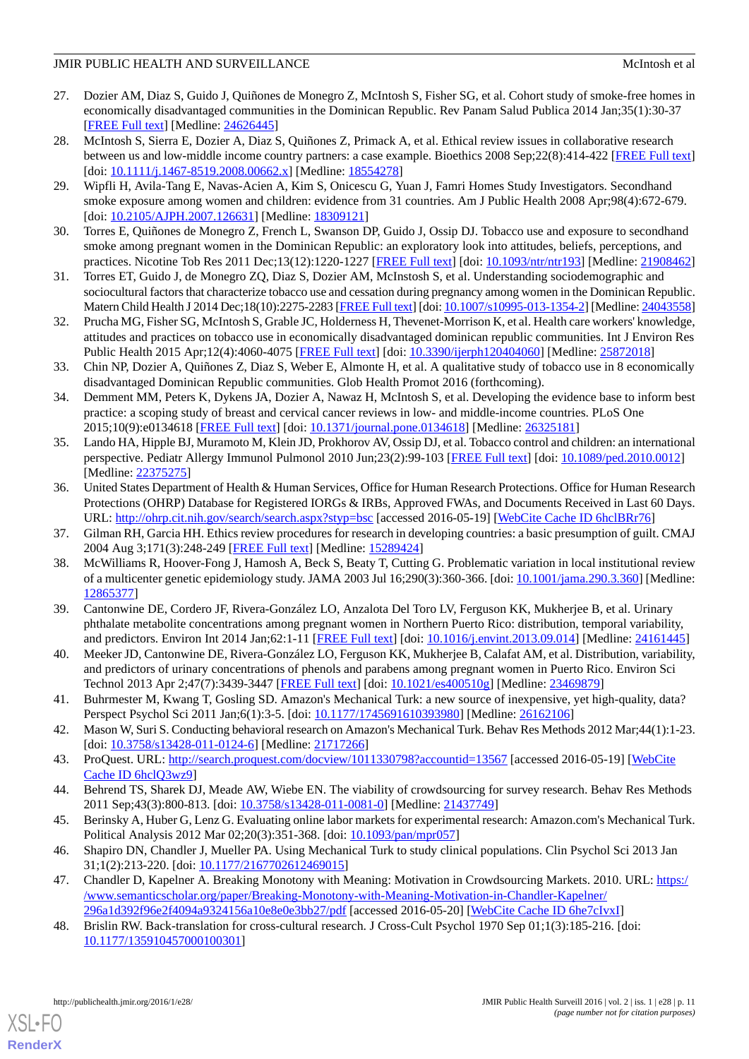27. Dozier AM, Diaz S, Guido J, Quiñones de Monegro Z, McIntosh S, Fisher SG, et al. Cohort study of smoke-free homes in economically disadvantaged communities in the Dominican Republic. Rev Panam Salud Publica 2014 Jan;35(1):30-37 [FREE Full text] [Medline: 24626445]
28. McIntosh S, Sierra E, Dozier A, Diaz S, Quiñones Z, Primack A, et al. Ethical review issues in collaborative research between us and low-middle income country partners: a case example. Bioethics 2008 Sep;22(8):414-422 [FREE Full text] [doi: 10.1111/j.1467-8519.2008.00662.x] [Medline: 18554278]
29. Wipfli H, Avila-Tang E, Navas-Acien A, Kim S, Onicescu G, Yuan J, Famri Homes Study Investigators. Secondhand smoke exposure among women and children: evidence from 31 countries. Am J Public Health 2008 Apr;98(4):672-679. [doi: 10.2105/AJPH.2007.126631] [Medline: 18309121]
30. Torres E, Quiñones de Monegro Z, French L, Swanson DP, Guido J, Ossip DJ. Tobacco use and exposure to secondhand smoke among pregnant women in the Dominican Republic: an exploratory look into attitudes, beliefs, perceptions, and practices. Nicotine Tob Res 2011 Dec;13(12):1220-1227 [FREE Full text] [doi: 10.1093/ntr/ntr193] [Medline: 21908462]
31. Torres ET, Guido J, de Monegro ZQ, Diaz S, Dozier AM, McInstosh S, et al. Understanding sociodemographic and sociocultural factors that characterize tobacco use and cessation during pregnancy among women in the Dominican Republic. Matern Child Health J 2014 Dec;18(10):2275-2283 [FREE Full text] [doi: 10.1007/s10995-013-1354-2] [Medline: 24043558]
32. Prucha MG, Fisher SG, McIntosh S, Grable JC, Holderness H, Thevenet-Morrison K, et al. Health care workers' knowledge, attitudes and practices on tobacco use in economically disadvantaged dominican republic communities. Int J Environ Res Public Health 2015 Apr;12(4):4060-4075 [FREE Full text] [doi: 10.3390/ijerph120404060] [Medline: 25872018]
33. Chin NP, Dozier A, Quiñones Z, Diaz S, Weber E, Almonte H, et al. A qualitative study of tobacco use in 8 economically disadvantaged Dominican Republic communities. Glob Health Promot 2016 (forthcoming).
34. Demment MM, Peters K, Dykens JA, Dozier A, Nawaz H, McIntosh S, et al. Developing the evidence base to inform best practice: a scoping study of breast and cervical cancer reviews in low- and middle-income countries. PLoS One 2015;10(9):e0134618 [FREE Full text] [doi: 10.1371/journal.pone.0134618] [Medline: 26325181]
35. Lando HA, Hipple BJ, Muramoto M, Klein JD, Prokhorov AV, Ossip DJ, et al. Tobacco control and children: an international perspective. Pediatr Allergy Immunol Pulmonol 2010 Jun;23(2):99-103 [FREE Full text] [doi: 10.1089/ped.2010.0012] [Medline: 22375275]
36. United States Department of Health & Human Services, Office for Human Research Protections. Office for Human Research Protections (OHRP) Database for Registered IORGs & IRBs, Approved FWAs, and Documents Received in Last 60 Days. URL: http://ohrp.cit.nih.gov/search/search.aspx?styp=bsc [accessed 2016-05-19] [WebCite Cache ID 6hclBRr76]
37. Gilman RH, Garcia HH. Ethics review procedures for research in developing countries: a basic presumption of guilt. CMAJ 2004 Aug 3;171(3):248-249 [FREE Full text] [Medline: 15289424]
38. McWilliams R, Hoover-Fong J, Hamosh A, Beck S, Beaty T, Cutting G. Problematic variation in local institutional review of a multicenter genetic epidemiology study. JAMA 2003 Jul 16;290(3):360-366. [doi: 10.1001/jama.290.3.360] [Medline: 12865377]
39. Cantonwine DE, Cordero JF, Rivera-González LO, Anzalota Del Toro LV, Ferguson KK, Mukherjee B, et al. Urinary phthalate metabolite concentrations among pregnant women in Northern Puerto Rico: distribution, temporal variability, and predictors. Environ Int 2014 Jan;62:1-11 [FREE Full text] [doi: 10.1016/j.envint.2013.09.014] [Medline: 24161445]
40. Meeker JD, Cantonwine DE, Rivera-González LO, Ferguson KK, Mukherjee B, Calafat AM, et al. Distribution, variability, and predictors of urinary concentrations of phenols and parabens among pregnant women in Puerto Rico. Environ Sci Technol 2013 Apr 2;47(7):3439-3447 [FREE Full text] [doi: 10.1021/es400510g] [Medline: 23469879]
41. Buhrmester M, Kwang T, Gosling SD. Amazon's Mechanical Turk: a new source of inexpensive, yet high-quality, data? Perspect Psychol Sci 2011 Jan;6(1):3-5. [doi: 10.1177/1745691610393980] [Medline: 26162106]
42. Mason W, Suri S. Conducting behavioral research on Amazon's Mechanical Turk. Behav Res Methods 2012 Mar;44(1):1-23. [doi: 10.3758/s13428-011-0124-6] [Medline: 21717266]
43. ProQuest. URL: http://search.proquest.com/docview/1011330798?accountid=13567 [accessed 2016-05-19] [WebCite Cache ID 6hclQ3wz9]
44. Behrend TS, Sharek DJ, Meade AW, Wiebe EN. The viability of crowdsourcing for survey research. Behav Res Methods 2011 Sep;43(3):800-813. [doi: 10.3758/s13428-011-0081-0] [Medline: 21437749]
45. Berinsky A, Huber G, Lenz G. Evaluating online labor markets for experimental research: Amazon.com's Mechanical Turk. Political Analysis 2012 Mar 02;20(3):351-368. [doi: 10.1093/pan/mpr057]
46. Shapiro DN, Chandler J, Mueller PA. Using Mechanical Turk to study clinical populations. Clin Psychol Sci 2013 Jan 31;1(2):213-220. [doi: 10.1177/2167702612469015]
47. Chandler D, Kapelner A. Breaking Monotony with Meaning: Motivation in Crowdsourcing Markets. 2010. URL: https://www.semanticscholar.org/paper/Breaking-Monotony-with-Meaning-Motivation-in-Chandler-Kapelner/296a1d392f96e2f4094a9324156a10e8e0e3bb27/pdf [accessed 2016-05-20] [WebCite Cache ID 6he7cIvxI]
48. Brislin RW. Back-translation for cross-cultural research. J Cross-Cult Psychol 1970 Sep 01;1(3):185-216. [doi: 10.1177/135910457000100301]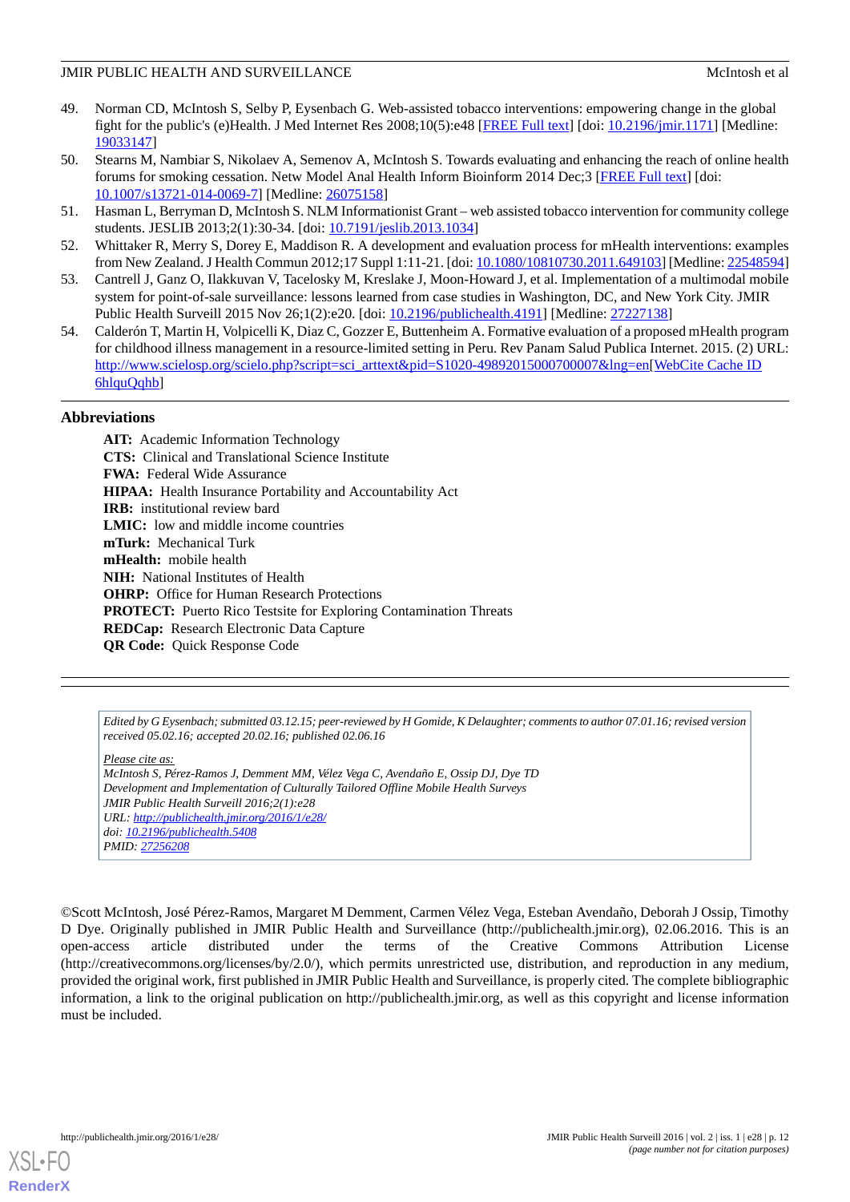49. Norman CD, McIntosh S, Selby P, Eysenbach G. Web-assisted tobacco interventions: empowering change in the global fight for the public's (e)Health. J Med Internet Res 2008;10(5):e48 [FREE Full text] [doi: 10.2196/jmir.1171] [Medline: 19033147]
50. Stearns M, Nambiar S, Nikolaev A, Semenov A, McIntosh S. Towards evaluating and enhancing the reach of online health forums for smoking cessation. Netw Model Anal Health Inform Bioinform 2014 Dec;3 [FREE Full text] [doi: 10.1007/s13721-014-0069-7] [Medline: 26075158]
51. Hasman L, Berryman D, McIntosh S. NLM Informationist Grant – web assisted tobacco intervention for community college students. JESLIB 2013;2(1):30-34. [doi: 10.7191/jeslib.2013.1034]
52. Whittaker R, Merry S, Dorey E, Maddison R. A development and evaluation process for mHealth interventions: examples from New Zealand. J Health Commun 2012;17 Suppl 1:11-21. [doi: 10.1080/10810730.2011.649103] [Medline: 22548594]
53. Cantrell J, Ganz O, Ilakkuvan V, Tacelosky M, Kreslake J, Moon-Howard J, et al. Implementation of a multimodal mobile system for point-of-sale surveillance: lessons learned from case studies in Washington, DC, and New York City. JMIR Public Health Surveill 2015 Nov 26;1(2):e20. [doi: 10.2196/publichealth.4191] [Medline: 27227138]
54. Calderón T, Martin H, Volpicelli K, Diaz C, Gozzer E, Buttenheim A. Formative evaluation of a proposed mHealth program for childhood illness management in a resource-limited setting in Peru. Rev Panam Salud Publica Internet. 2015. (2) URL: http://www.scielosp.org/scielo.php?script=sci_arttext&pid=S1020-49892015000700007&lng=en[WebCite Cache ID 6hlquQqhb]

## Abbreviations

**AIT:** Academic Information Technology
**CTS:** Clinical and Translational Science Institute
**FWA:** Federal Wide Assurance
**HIPAA:** Health Insurance Portability and Accountability Act
**IRB:** institutional review bard
**LMIC:** low and middle income countries
**mTurk:** Mechanical Turk
**mHealth:** mobile health
**NIH:** National Institutes of Health
**OHRP:** Office for Human Research Protections
**PROTECT:** Puerto Rico Testsite for Exploring Contamination Threats
**REDCap:** Research Electronic Data Capture
**QR Code:** Quick Response Code

*Edited by G Eysenbach; submitted 03.12.15; peer-reviewed by H Gomide, K Delaughter; comments to author 07.01.16; revised version received 05.02.16; accepted 20.02.16; published 02.06.16*

*Please cite as:*
*McIntosh S, Pérez-Ramos J, Demment MM, Vélez Vega C, Avendaño E, Ossip DJ, Dye TD*
*Development and Implementation of Culturally Tailored Offline Mobile Health Surveys*
*JMIR Public Health Surveill 2016;2(1):e28*
*URL: http://publichealth.jmir.org/2016/1/e28/*
*doi: 10.2196/publichealth.5408*
*PMID: 27256208*

©Scott McIntosh, José Pérez-Ramos, Margaret M Demment, Carmen Vélez Vega, Esteban Avendaño, Deborah J Ossip, Timothy D Dye. Originally published in JMIR Public Health and Surveillance (http://publichealth.jmir.org), 02.06.2016. This is an open-access article distributed under the terms of the Creative Commons Attribution License (http://creativecommons.org/licenses/by/2.0/), which permits unrestricted use, distribution, and reproduction in any medium, provided the original work, first published in JMIR Public Health and Surveillance, is properly cited. The complete bibliographic information, a link to the original publication on http://publichealth.jmir.org, as well as this copyright and license information must be included.